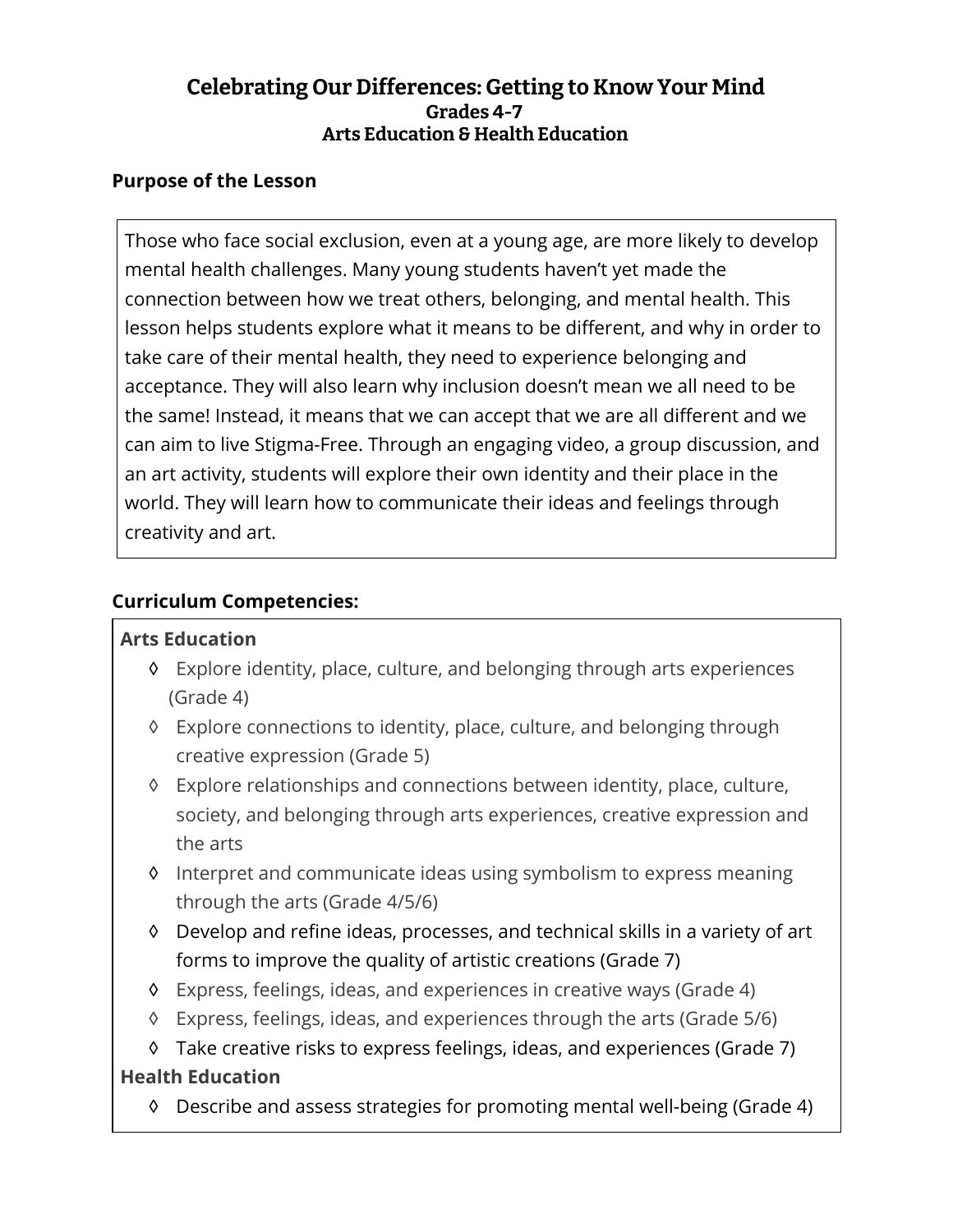# Celebrating Our Differences: Getting to Know Your Mind

**Grades 4-7**

**Arts Education & Health Education**

## Purpose of the Lesson

Those who face social exclusion, even at a young age, are more likely to develop mental health challenges. Many young students haven't yet made the connection between how we treat others, belonging, and mental health. This lesson helps students explore what it means to be different, and why in order to take care of their mental health, they need to experience belonging and acceptance. They will also learn why inclusion doesn't mean we all need to be the same! Instead, it means that we can accept that we are all different and we can aim to live Stigma-Free. Through an engaging video, a group discussion, and an art activity, students will explore their own identity and their place in the world. They will learn how to communicate their ideas and feelings through creativity and art.

## Curriculum Competencies:

**Arts Education**

- ◊ Explore identity, place, culture, and belonging through arts experiences (Grade 4)
- ◊ Explore connections to identity, place, culture, and belonging through creative expression (Grade 5)
- ◊ Explore relationships and connections between identity, place, culture, society, and belonging through arts experiences, creative expression and the arts
- ◊ Interpret and communicate ideas using symbolism to express meaning through the arts (Grade 4/5/6)
- ◊ Develop and refine ideas, processes, and technical skills in a variety of art forms to improve the quality of artistic creations (Grade 7)
- ◊ Express, feelings, ideas, and experiences in creative ways (Grade 4)
- ◊ Express, feelings, ideas, and experiences through the arts (Grade 5/6)
- ◊ Take creative risks to express feelings, ideas, and experiences (Grade 7)

**Health Education**

- ◊ Describe and assess strategies for promoting mental well-being (Grade 4)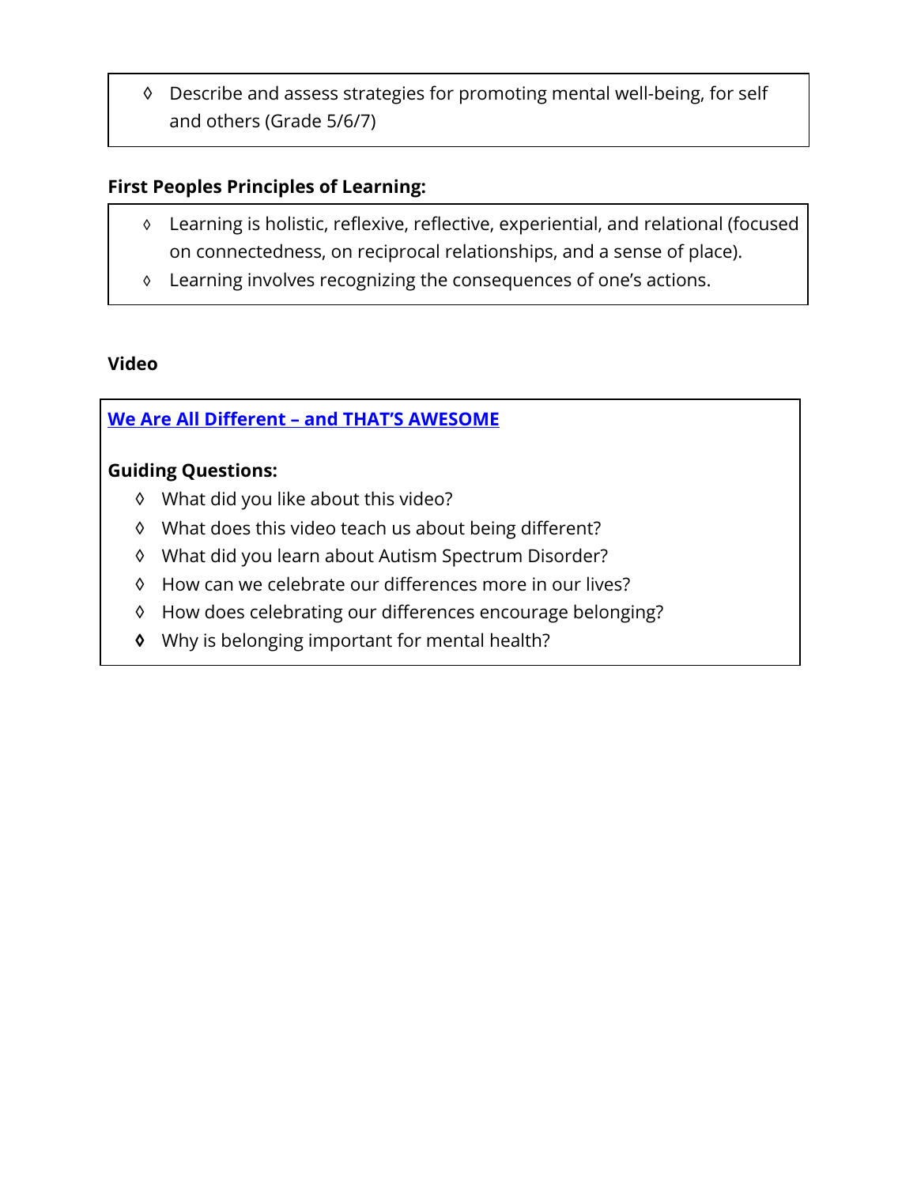- ◊ Describe and assess strategies for promoting mental well-being, for self and others (Grade 5/6/7)

**First Peoples Principles of Learning:**

- ◊ Learning is holistic, reflexive, reflective, experiential, and relational (focused on connectedness, on reciprocal relationships, and a sense of place).
- ◊ Learning involves recognizing the consequences of one's actions.

**Video**

**We Are All Different – and THAT'S AWESOME**

**Guiding Questions:**

- ◊ What did you like about this video?
- ◊ What does this video teach us about being different?
- ◊ What did you learn about Autism Spectrum Disorder?
- ◊ How can we celebrate our differences more in our lives?
- ◊ How does celebrating our differences encourage belonging?
- ◊ Why is belonging important for mental health?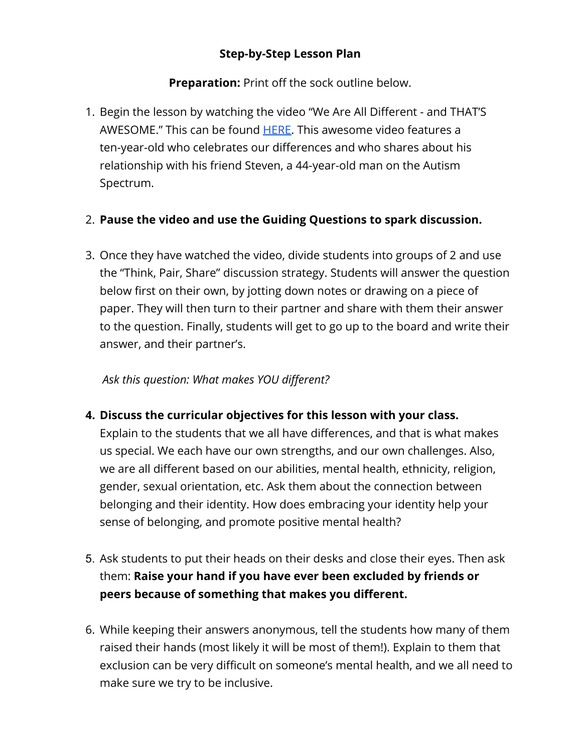**Step-by-Step Lesson Plan**

**Preparation:** Print off the sock outline below.

1. Begin the lesson by watching the video "We Are All Different - and THAT'S AWESOME." This can be found HERE. This awesome video features a ten-year-old who celebrates our differences and who shares about his relationship with his friend Steven, a 44-year-old man on the Autism Spectrum.

2. **Pause the video and use the Guiding Questions to spark discussion.**

3. Once they have watched the video, divide students into groups of 2 and use the "Think, Pair, Share" discussion strategy. Students will answer the question below first on their own, by jotting down notes or drawing on a piece of paper. They will then turn to their partner and share with them their answer to the question. Finally, students will get to go up to the board and write their answer, and their partner's.

   *Ask this question: What makes YOU different?*

4. **Discuss the curricular objectives for this lesson with your class.** Explain to the students that we all have differences, and that is what makes us special. We each have our own strengths, and our own challenges. Also, we are all different based on our abilities, mental health, ethnicity, religion, gender, sexual orientation, etc. Ask them about the connection between belonging and their identity. How does embracing your identity help your sense of belonging, and promote positive mental health?

5. Ask students to put their heads on their desks and close their eyes. Then ask them: **Raise your hand if you have ever been excluded by friends or peers because of something that makes you different.**

6. While keeping their answers anonymous, tell the students how many of them raised their hands (most likely it will be most of them!). Explain to them that exclusion can be very difficult on someone's mental health, and we all need to make sure we try to be inclusive.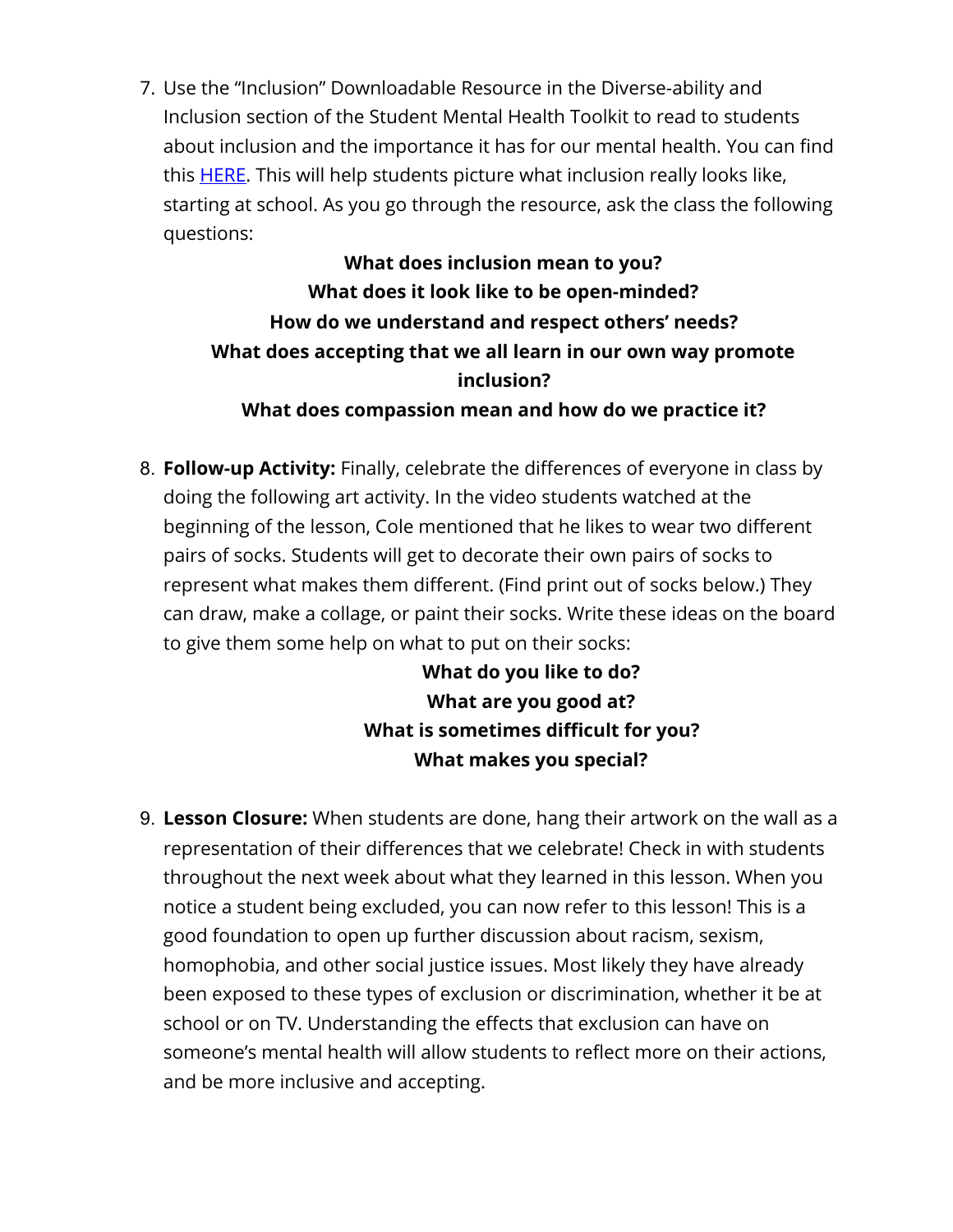7. Use the "Inclusion" Downloadable Resource in the Diverse-ability and Inclusion section of the Student Mental Health Toolkit to read to students about inclusion and the importance it has for our mental health. You can find this [HERE](). This will help students picture what inclusion really looks like, starting at school. As you go through the resource, ask the class the following questions:

   **What does inclusion mean to you?**
   **What does it look like to be open-minded?**
   **How do we understand and respect others' needs?**
   **What does accepting that we all learn in our own way promote inclusion?**
   **What does compassion mean and how do we practice it?**

8. **Follow-up Activity:** Finally, celebrate the differences of everyone in class by doing the following art activity. In the video students watched at the beginning of the lesson, Cole mentioned that he likes to wear two different pairs of socks. Students will get to decorate their own pairs of socks to represent what makes them different. (Find print out of socks below.) They can draw, make a collage, or paint their socks. Write these ideas on the board to give them some help on what to put on their socks:

   **What do you like to do?**
   **What are you good at?**
   **What is sometimes difficult for you?**
   **What makes you special?**

9. **Lesson Closure:** When students are done, hang their artwork on the wall as a representation of their differences that we celebrate! Check in with students throughout the next week about what they learned in this lesson. When you notice a student being excluded, you can now refer to this lesson! This is a good foundation to open up further discussion about racism, sexism, homophobia, and other social justice issues. Most likely they have already been exposed to these types of exclusion or discrimination, whether it be at school or on TV. Understanding the effects that exclusion can have on someone's mental health will allow students to reflect more on their actions, and be more inclusive and accepting.